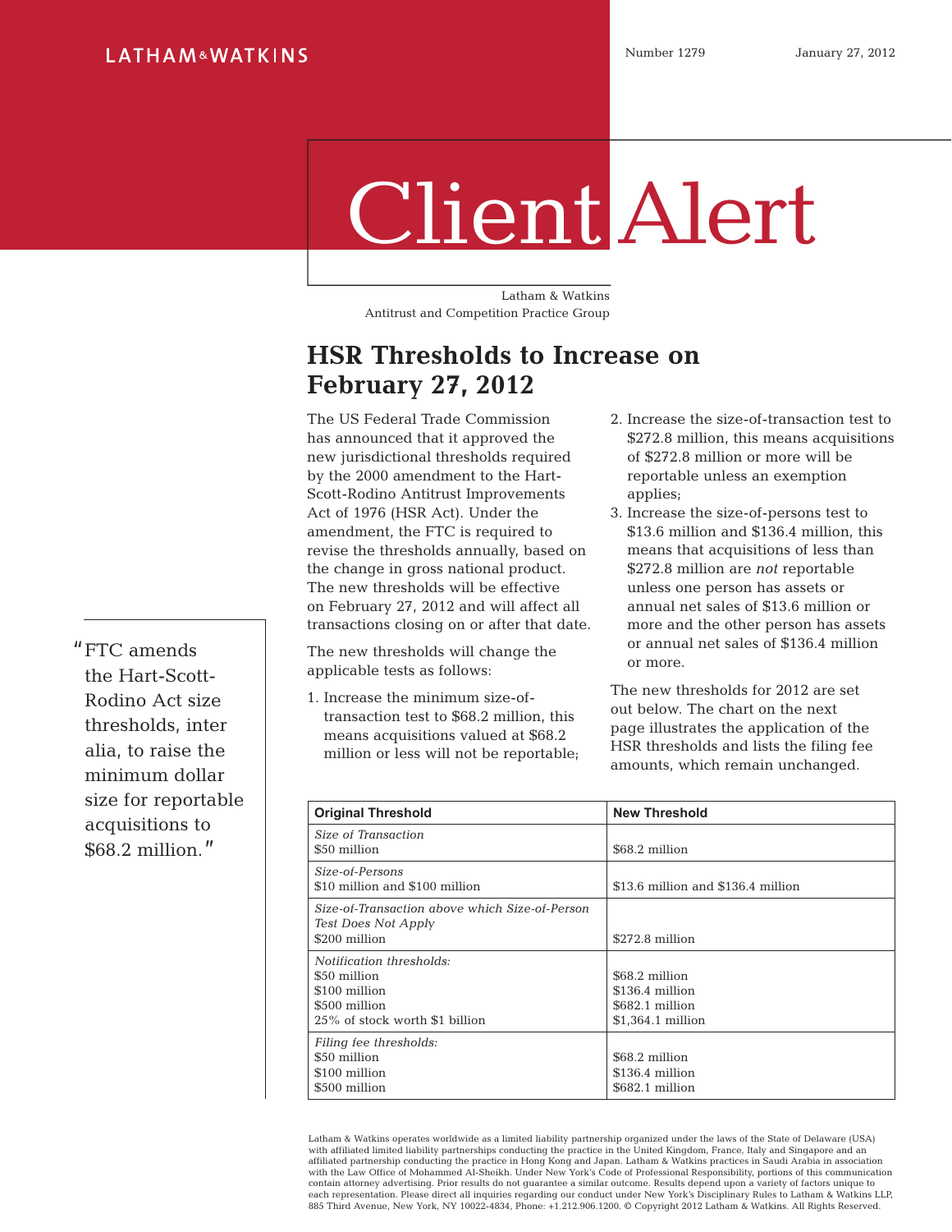LATHAM&WATKINS

Number 1279 January 27, 2012

# Client Alert

Latham & Watkins
Antitrust and Competition Practice Group

## HSR Thresholds to Increase on February 27, 2012

The US Federal Trade Commission has announced that it approved the new jurisdictional thresholds required by the 2000 amendment to the Hart-Scott-Rodino Antitrust Improvements Act of 1976 (HSR Act). Under the amendment, the FTC is required to revise the thresholds annually, based on the change in gross national product. The new thresholds will be effective on February 27, 2012 and will affect all transactions closing on or after that date.

"FTC amends the Hart-Scott-Rodino Act size thresholds, inter alia, to raise the minimum dollar size for reportable acquisitions to $68.2 million."

The new thresholds will change the applicable tests as follows:

1. Increase the minimum size-of-transaction test to $68.2 million, this means acquisitions valued at $68.2 million or less will not be reportable;
2. Increase the size-of-transaction test to $272.8 million, this means acquisitions of $272.8 million or more will be reportable unless an exemption applies;
3. Increase the size-of-persons test to $13.6 million and $136.4 million, this means that acquisitions of less than $272.8 million are *not* reportable unless one person has assets or annual net sales of $13.6 million or more and the other person has assets or annual net sales of $136.4 million or more.

The new thresholds for 2012 are set out below. The chart on the next page illustrates the application of the HSR thresholds and lists the filing fee amounts, which remain unchanged.

| Original Threshold | New Threshold |
|---|---|
| *Size of Transaction*<br>$50 million | $68.2 million |
| *Size-of-Persons*<br>$10 million and $100 million | $13.6 million and $136.4 million |
| *Size-of-Transaction above which Size-of-Person Test Does Not Apply*<br>$200 million | $272.8 million |
| *Notification thresholds:*<br>$50 million<br>$100 million<br>$500 million<br>25% of stock worth $1 billion | <br>$68.2 million<br>$136.4 million<br>$682.1 million<br>$1,364.1 million |
| *Filing fee thresholds:*<br>$50 million<br>$100 million<br>$500 million | <br>$68.2 million<br>$136.4 million<br>$682.1 million |

Latham & Watkins operates worldwide as a limited liability partnership organized under the laws of the State of Delaware (USA) with affiliated limited liability partnerships conducting the practice in the United Kingdom, France, Italy and Singapore and an affiliated partnership conducting the practice in Hong Kong and Japan. Latham & Watkins practices in Saudi Arabia in association with the Law Office of Mohammed Al-Sheikh. Under New York's Code of Professional Responsibility, portions of this communication contain attorney advertising. Prior results do not guarantee a similar outcome. Results depend upon a variety of factors unique to each representation. Please direct all inquiries regarding our conduct under New York's Disciplinary Rules to Latham & Watkins LLP, 885 Third Avenue, New York, NY 10022-4834, Phone: +1.212.906.1200. © Copyright 2012 Latham & Watkins. All Rights Reserved.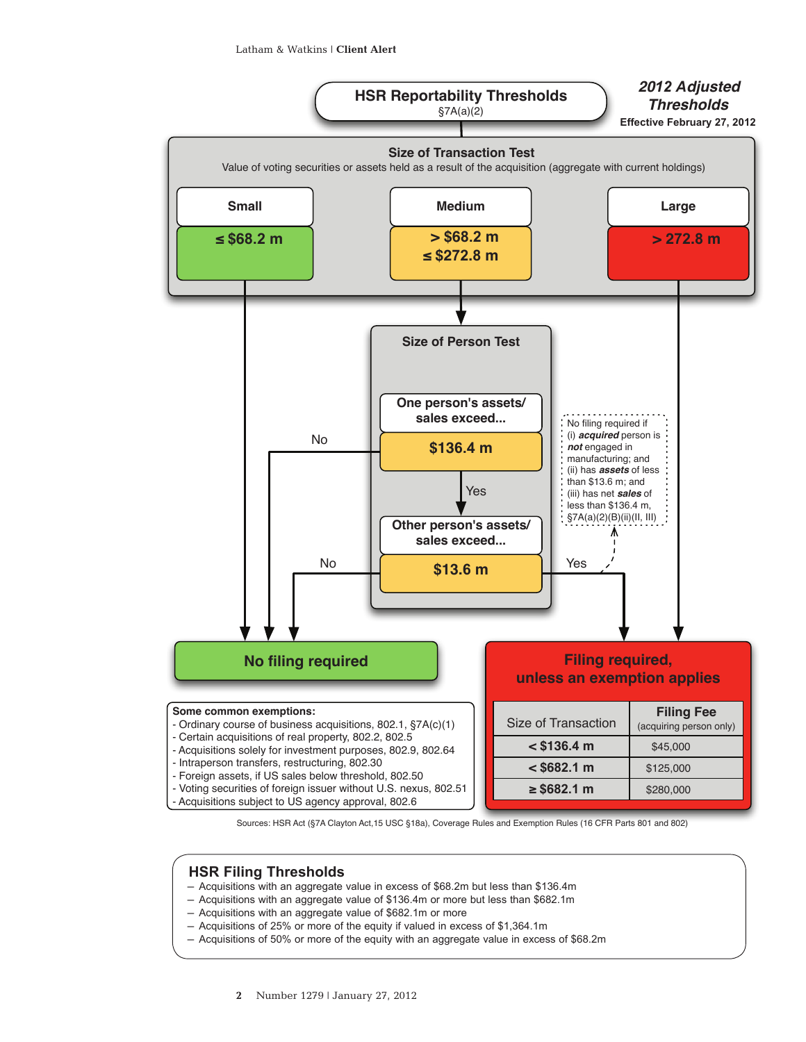## HSR Reportability Thresholds

§7A(a)(2)

***2012 Adjusted Thresholds***

**Effective February 27, 2012**

### Size of Transaction Test

Value of voting securities or assets held as a result of the acquisition (aggregate with current holdings)

| Small | Medium | Large |
|---|---|---|
| ≤ $68.2 m | > $68.2 m ≤ $272.8 m | > 272.8 m |

### Size of Person Test

**One person's assets/ sales exceed...**

**$136.4 m**

No → No filing required

Yes ↓

**Other person's assets/ sales exceed...**

**$13.6 m**

No → No filing required

Yes → Filing required, unless an exemption applies

No filing required if (i) ***acquired*** person is ***not*** engaged in manufacturing; and (ii) has ***assets*** of less than $13.6 m; and (iii) has net ***sales*** of less than $136.4 m, §7A(a)(2)(B)(ii)(II, III)

## No filing required

**Some common exemptions:**

- Ordinary course of business acquisitions, 802.1, §7A(c)(1)
- Certain acquisitions of real property, 802.2, 802.5
- Acquisitions solely for investment purposes, 802.9, 802.64
- Intraperson transfers, restructuring, 802.30
- Foreign assets, if US sales below threshold, 802.50
- Voting securities of foreign issuer without U.S. nexus, 802.51
- Acquisitions subject to US agency approval, 802.6

## Filing required, unless an exemption applies

| Size of Transaction | Filing Fee (acquiring person only) |
|---|---|
| **< $136.4 m** | $45,000 |
| **< $682.1 m** | $125,000 |
| **≥ $682.1 m** | $280,000 |

Sources: HSR Act (§7A Clayton Act,15 USC §18a), Coverage Rules and Exemption Rules (16 CFR Parts 801 and 802)

## HSR Filing Thresholds

- Acquisitions with an aggregate value in excess of $68.2m but less than $136.4m
- Acquisitions with an aggregate value of $136.4m or more but less than $682.1m
- Acquisitions with an aggregate value of $682.1m or more
- Acquisitions of 25% or more of the equity if valued in excess of $1,364.1m
- Acquisitions of 50% or more of the equity with an aggregate value in excess of $68.2m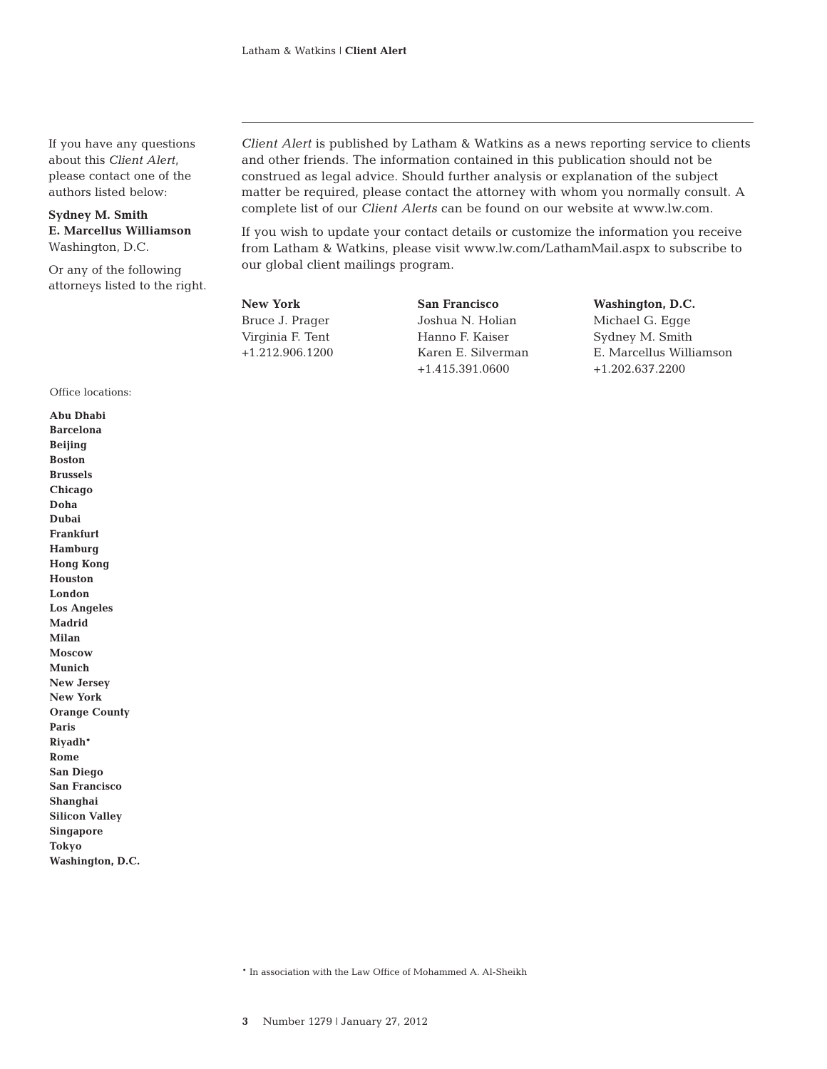If you have any questions about this *Client Alert*, please contact one of the authors listed below:

**Sydney M. Smith**
**E. Marcellus Williamson**
Washington, D.C.

Or any of the following attorneys listed to the right.

*Client Alert* is published by Latham & Watkins as a news reporting service to clients and other friends. The information contained in this publication should not be construed as legal advice. Should further analysis or explanation of the subject matter be required, please contact the attorney with whom you normally consult. A complete list of our *Client Alerts* can be found on our website at www.lw.com.

If you wish to update your contact details or customize the information you receive from Latham & Watkins, please visit www.lw.com/LathamMail.aspx to subscribe to our global client mailings program.

**New York**
Bruce J. Prager
Virginia F. Tent
+1.212.906.1200

**San Francisco**
Joshua N. Holian
Hanno F. Kaiser
Karen E. Silverman
+1.415.391.0600

**Washington, D.C.**
Michael G. Egge
Sydney M. Smith
E. Marcellus Williamson
+1.202.637.2200

Office locations:

**Abu Dhabi**
**Barcelona**
**Beijing**
**Boston**
**Brussels**
**Chicago**
**Doha**
**Dubai**
**Frankfurt**
**Hamburg**
**Hong Kong**
**Houston**
**London**
**Los Angeles**
**Madrid**
**Milan**
**Moscow**
**Munich**
**New Jersey**
**New York**
**Orange County**
**Paris**
**Riyadh***
**Rome**
**San Diego**
**San Francisco**
**Shanghai**
**Silicon Valley**
**Singapore**
**Tokyo**
**Washington, D.C.**

* In association with the Law Office of Mohammed A. Al-Sheikh